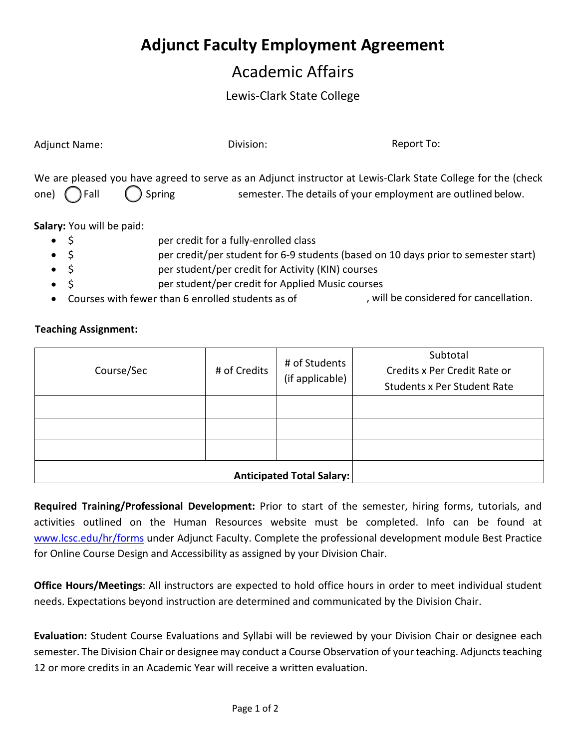# Adjunct Faculty Employment Agreement

## Academic Affairs

### Lewis-Clark State College

Adjunct Name: Division: Report To:

We are pleased you have agreed to serve as an Adjunct instructor at Lewis-Clark State College for the (check one) ◯ Fall ◯ Spring semester. The details of your employment are outlined below.

**Salary:** You will be paid:

- $ per credit for a fully-enrolled class
- $ per credit/per student for 6-9 students (based on 10 days prior to semester start)
- $ per student/per credit for Activity (KIN) courses
- $ per student/per credit for Applied Music courses
- Courses with fewer than 6 enrolled students as of , will be considered for cancellation.

**Teaching Assignment:**

| Course/Sec | # of Credits | # of Students (if applicable) | Subtotal Credits x Per Credit Rate or Students x Per Student Rate |
|---|---|---|---|
| | | | |
| | | | |
| | | | |
| | | **Anticipated Total Salary:** | |

**Required Training/Professional Development:** Prior to start of the semester, hiring forms, tutorials, and activities outlined on the Human Resources website must be completed. Info can be found at www.lcsc.edu/hr/forms under Adjunct Faculty. Complete the professional development module Best Practice for Online Course Design and Accessibility as assigned by your Division Chair.

**Office Hours/Meetings**: All instructors are expected to hold office hours in order to meet individual student needs. Expectations beyond instruction are determined and communicated by the Division Chair.

**Evaluation:** Student Course Evaluations and Syllabi will be reviewed by your Division Chair or designee each semester. The Division Chair or designee may conduct a Course Observation of your teaching. Adjuncts teaching 12 or more credits in an Academic Year will receive a written evaluation.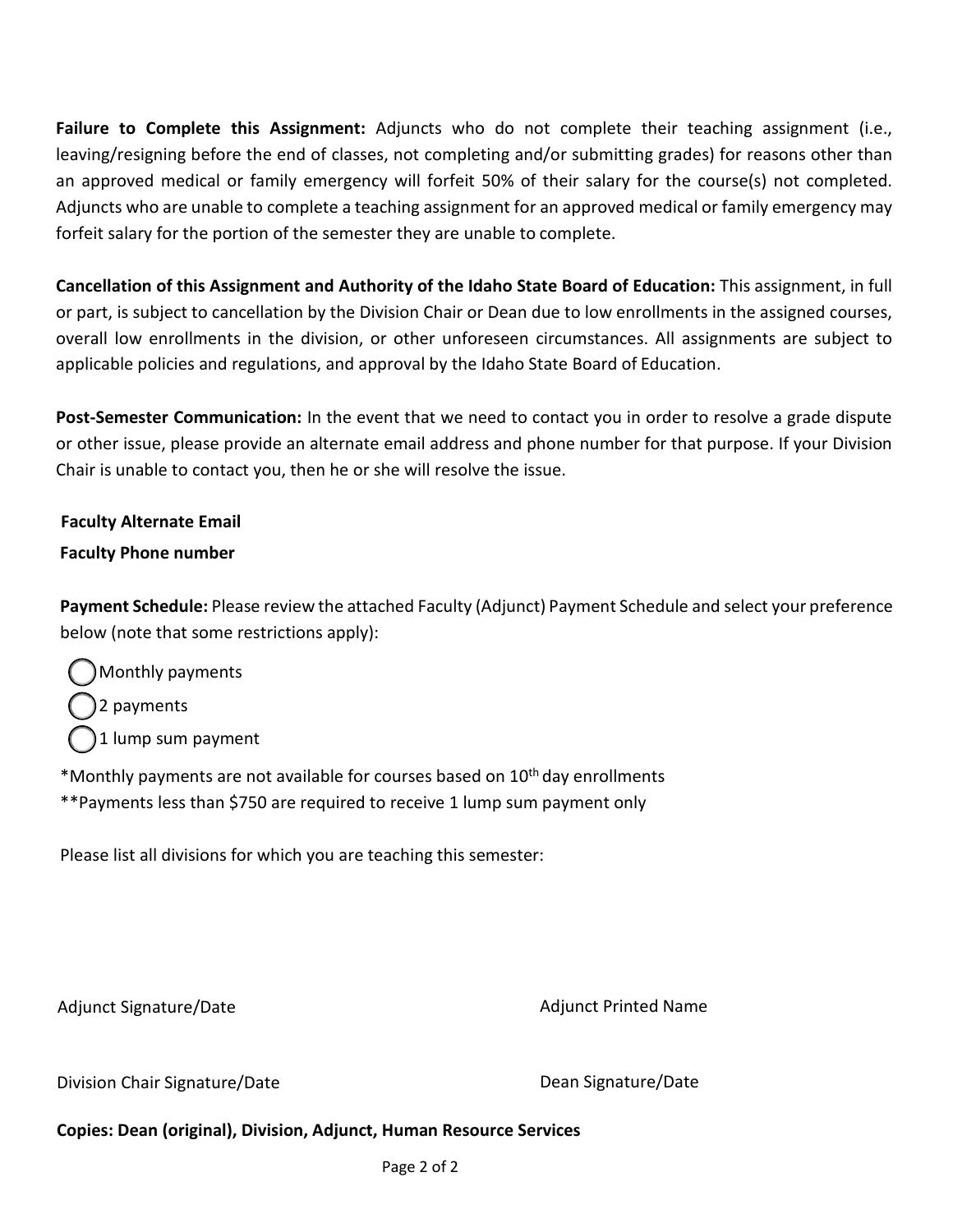**Failure to Complete this Assignment:** Adjuncts who do not complete their teaching assignment (i.e., leaving/resigning before the end of classes, not completing and/or submitting grades) for reasons other than an approved medical or family emergency will forfeit 50% of their salary for the course(s) not completed. Adjuncts who are unable to complete a teaching assignment for an approved medical or family emergency may forfeit salary for the portion of the semester they are unable to complete.

**Cancellation of this Assignment and Authority of the Idaho State Board of Education:** This assignment, in full or part, is subject to cancellation by the Division Chair or Dean due to low enrollments in the assigned courses, overall low enrollments in the division, or other unforeseen circumstances. All assignments are subject to applicable policies and regulations, and approval by the Idaho State Board of Education.

**Post-Semester Communication:** In the event that we need to contact you in order to resolve a grade dispute or other issue, please provide an alternate email address and phone number for that purpose. If your Division Chair is unable to contact you, then he or she will resolve the issue.

**Faculty Alternate Email**

**Faculty Phone number**

**Payment Schedule:** Please review the attached Faculty (Adjunct) Payment Schedule and select your preference below (note that some restrictions apply):

- ◯ Monthly payments
- ◯ 2 payments
- ◯ 1 lump sum payment

*Monthly payments are not available for courses based on 10th day enrollments

**Payments less than $750 are required to receive 1 lump sum payment only

Please list all divisions for which you are teaching this semester:

Adjunct Signature/Date

Adjunct Printed Name

Division Chair Signature/Date

Dean Signature/Date

**Copies: Dean (original), Division, Adjunct, Human Resource Services**